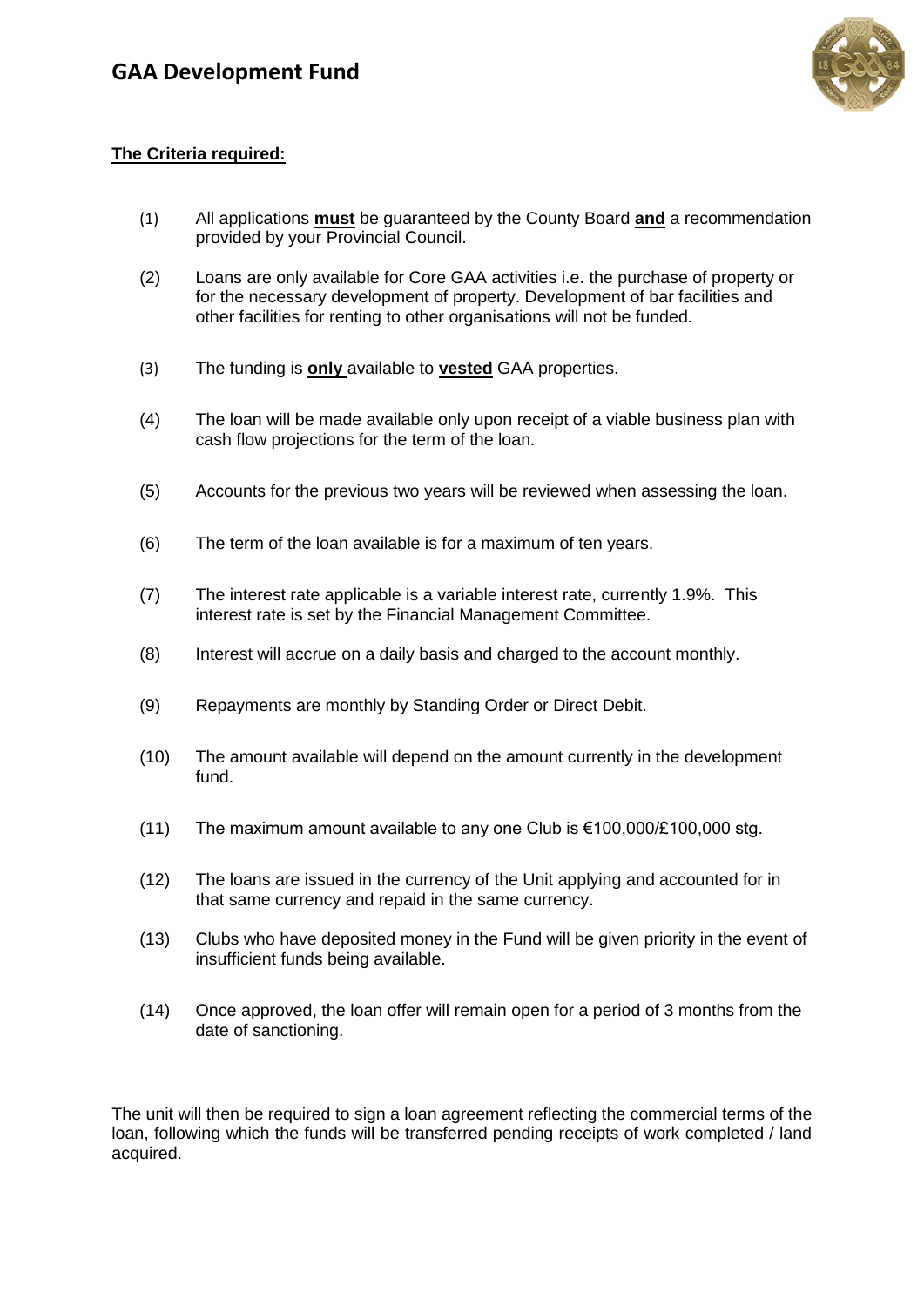# GAA Development Fund

**The Criteria required:**

(1) All applications **must** be guaranteed by the County Board **and** a recommendation provided by your Provincial Council.

(2) Loans are only available for Core GAA activities i.e. the purchase of property or for the necessary development of property. Development of bar facilities and other facilities for renting to other organisations will not be funded.

(3) The funding is **only** available to **vested** GAA properties.

(4) The loan will be made available only upon receipt of a viable business plan with cash flow projections for the term of the loan.

(5) Accounts for the previous two years will be reviewed when assessing the loan.

(6) The term of the loan available is for a maximum of ten years.

(7) The interest rate applicable is a variable interest rate, currently 1.9%. This interest rate is set by the Financial Management Committee.

(8) Interest will accrue on a daily basis and charged to the account monthly.

(9) Repayments are monthly by Standing Order or Direct Debit.

(10) The amount available will depend on the amount currently in the development fund.

(11) The maximum amount available to any one Club is €100,000/£100,000 stg.

(12) The loans are issued in the currency of the Unit applying and accounted for in that same currency and repaid in the same currency.

(13) Clubs who have deposited money in the Fund will be given priority in the event of insufficient funds being available.

(14) Once approved, the loan offer will remain open for a period of 3 months from the date of sanctioning.

The unit will then be required to sign a loan agreement reflecting the commercial terms of the loan, following which the funds will be transferred pending receipts of work completed / land acquired.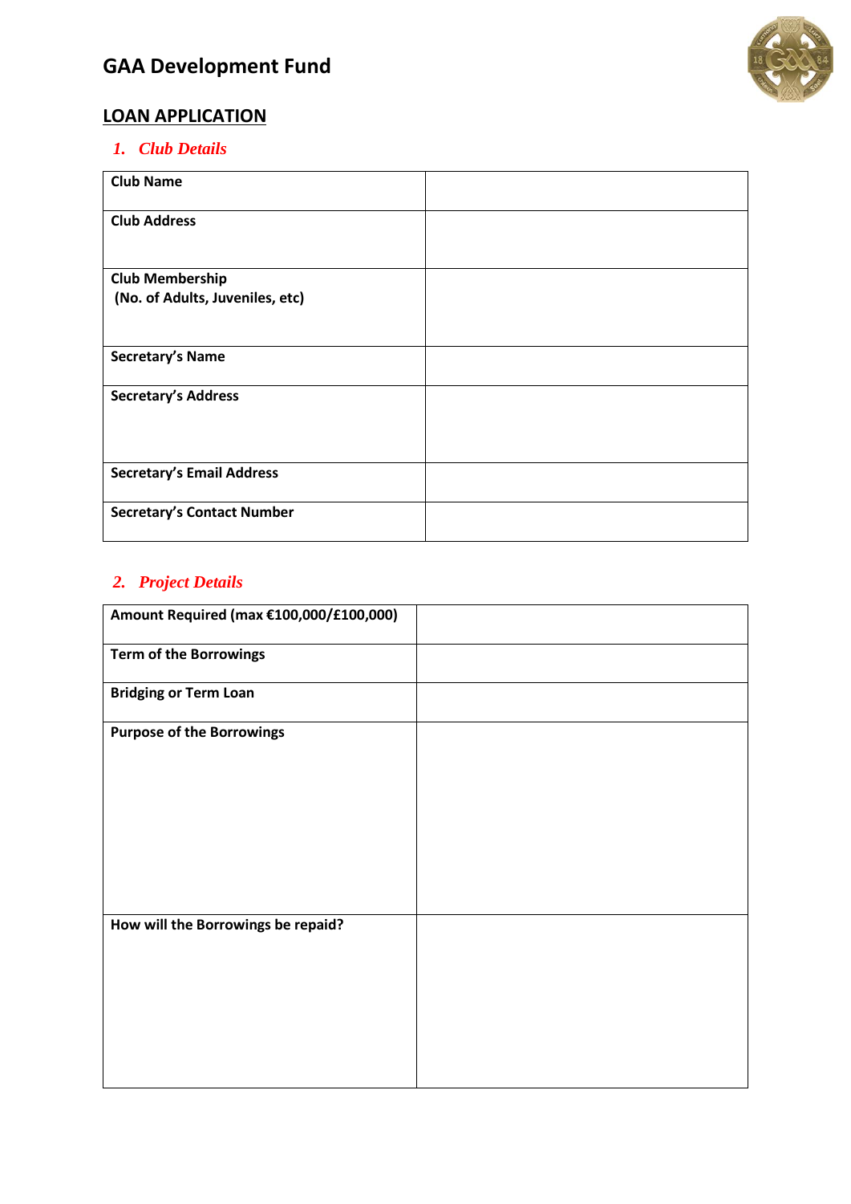# GAA Development Fund

## LOAN APPLICATION

### *1. Club Details*

| | |
|---|---|
| **Club Name** | |
| **Club Address** | |
| **Club Membership (No. of Adults, Juveniles, etc)** | |
| **Secretary's Name** | |
| **Secretary's Address** | |
| **Secretary's Email Address** | |
| **Secretary's Contact Number** | |

### *2. Project Details*

| | |
|---|---|
| **Amount Required (max €100,000/£100,000)** | |
| **Term of the Borrowings** | |
| **Bridging or Term Loan** | |
| **Purpose of the Borrowings** | |
| **How will the Borrowings be repaid?** | |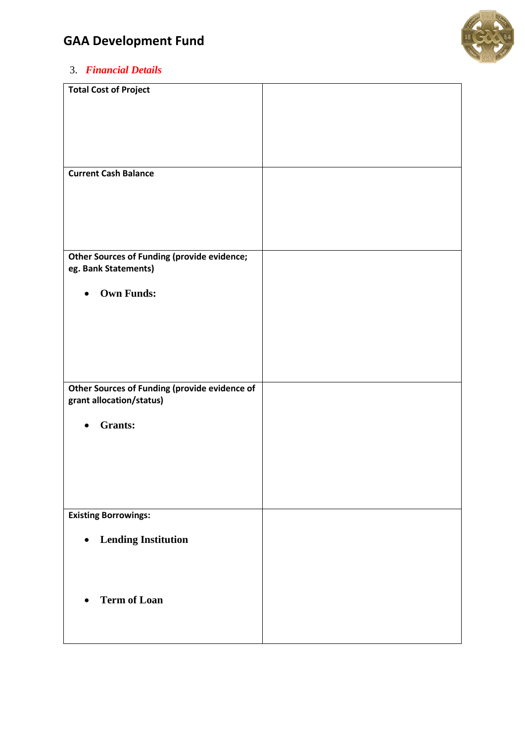# GAA Development Fund

3. ***Financial Details***

| | |
|---|---|
| **Total Cost of Project** | |
| **Current Cash Balance** | |
| **Other Sources of Funding (provide evidence; eg. Bank Statements)**<br><br>• **Own Funds:** | |
| **Other Sources of Funding (provide evidence of grant allocation/status)**<br><br>• **Grants:** | |
| **Existing Borrowings:**<br><br>• **Lending Institution**<br><br>• **Term of Loan** | |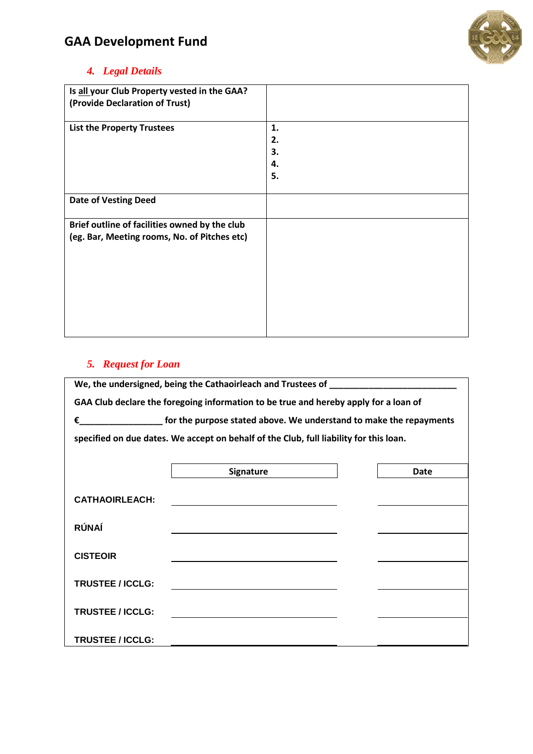# GAA Development Fund

## *4. Legal Details*

| | |
|---|---|
| **Is all your Club Property vested in the GAA? (Provide Declaration of Trust)** | |
| **List the Property Trustees** | **1.**<br>**2.**<br>**3.**<br>**4.**<br>**5.** |
| **Date of Vesting Deed** | |
| **Brief outline of facilities owned by the club (eg. Bar, Meeting rooms, No. of Pitches etc)** | |

## *5. Request for Loan*

**We, the undersigned, being the Cathaoirleach and Trustees of ___________________________ GAA Club declare the foregoing information to be true and hereby apply for a loan of €_________________ for the purpose stated above. We understand to make the repayments specified on due dates. We accept on behalf of the Club, full liability for this loan.**

| | Signature | Date |
|---|---|---|
| **CATHAOIRLEACH:** | | |
| **RÚNAÍ** | | |
| **CISTEOIR** | | |
| **TRUSTEE / ICCLG:** | | |
| **TRUSTEE / ICCLG:** | | |
| **TRUSTEE / ICCLG:** | | |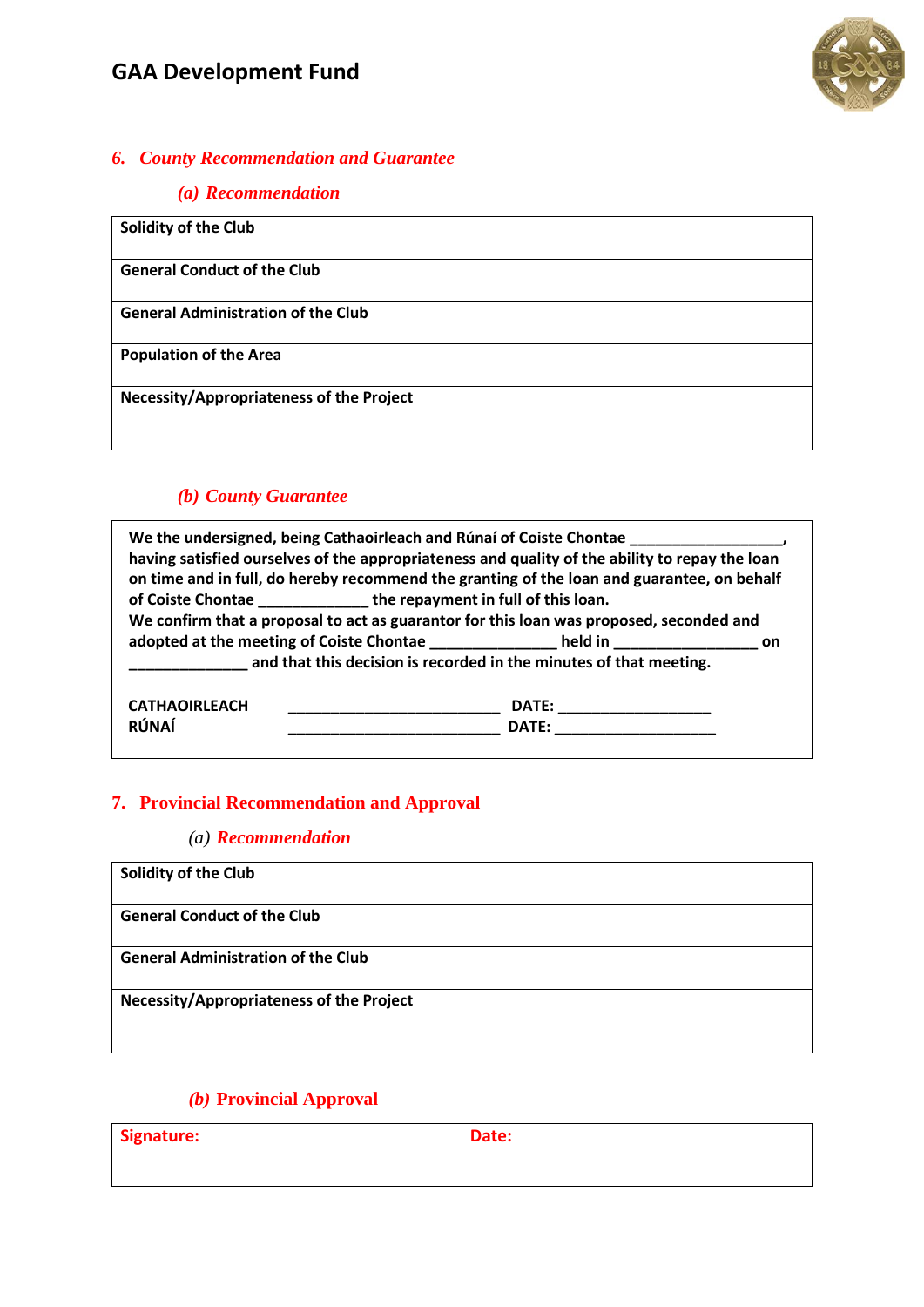# GAA Development Fund

## 6. County Recommendation and Guarantee

### (a) Recommendation

| | |
|---|---|
| **Solidity of the Club** | |
| **General Conduct of the Club** | |
| **General Administration of the Club** | |
| **Population of the Area** | |
| **Necessity/Appropriateness of the Project** | |

### (b) County Guarantee

**We the undersigned, being Cathaoirleach and Rúnaí of Coiste Chontae __________________, having satisfied ourselves of the appropriateness and quality of the ability to repay the loan on time and in full, do hereby recommend the granting of the loan and guarantee, on behalf of Coiste Chontae _____________ the repayment in full of this loan.**
**We confirm that a proposal to act as guarantor for this loan was proposed, seconded and adopted at the meeting of Coiste Chontae _______________ held in _________________ on ______________ and that this decision is recorded in the minutes of that meeting.**

**CATHAOIRLEACH** __________________________ **DATE:** ___________________
**RÚNAÍ** __________________________ **DATE:** ____________________

## 7. Provincial Recommendation and Approval

### (a) Recommendation

| | |
|---|---|
| **Solidity of the Club** | |
| **General Conduct of the Club** | |
| **General Administration of the Club** | |
| **Necessity/Appropriateness of the Project** | |

### (b) Provincial Approval

| | |
|---|---|
| **Signature:** | **Date:** |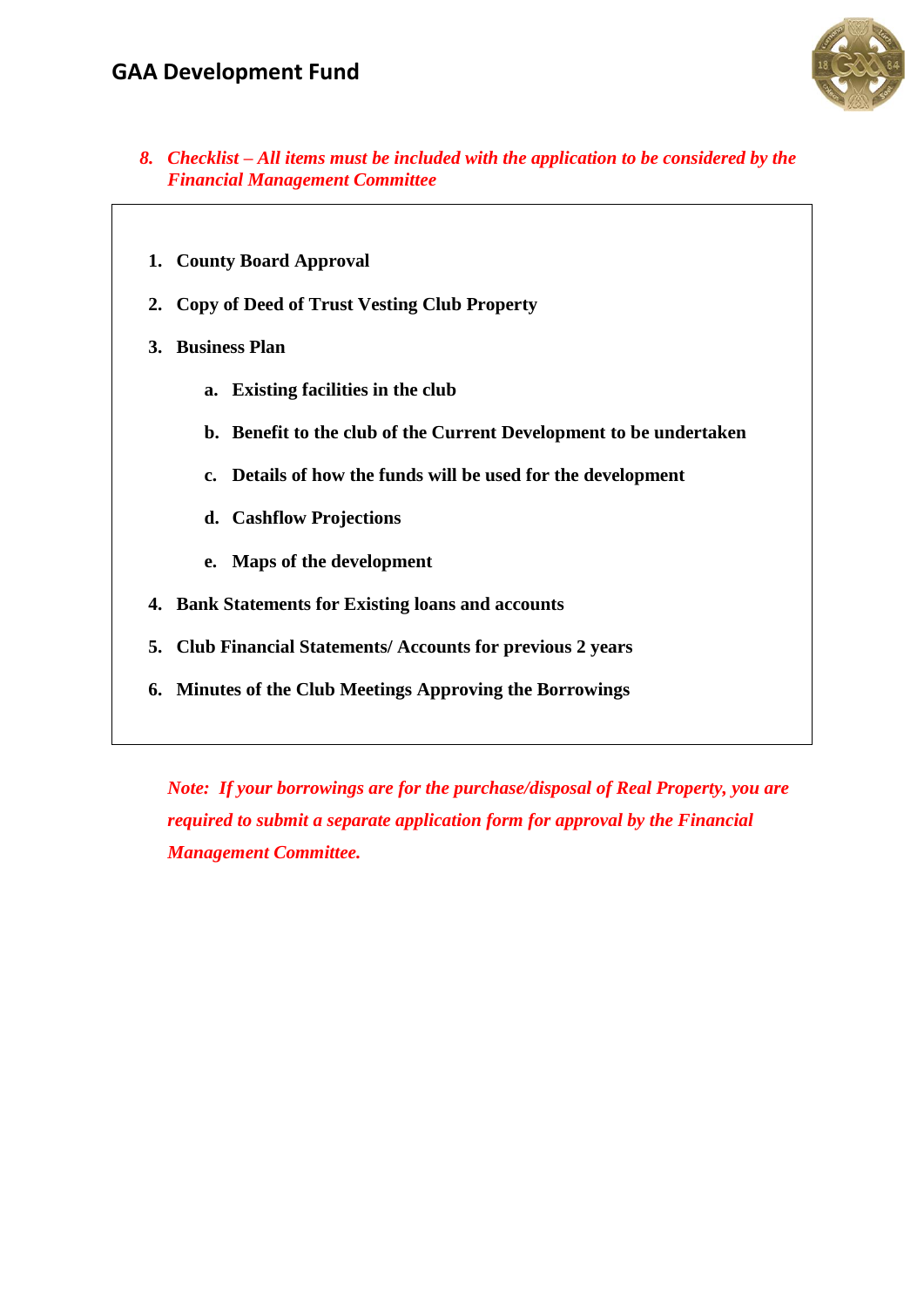## GAA Development Fund

*8. Checklist – All items must be included with the application to be considered by the Financial Management Committee*

1. **County Board Approval**
2. **Copy of Deed of Trust Vesting Club Property**
3. **Business Plan**
    a. **Existing facilities in the club**
    b. **Benefit to the club of the Current Development to be undertaken**
    c. **Details of how the funds will be used for the development**
    d. **Cashflow Projections**
    e. **Maps of the development**
4. **Bank Statements for Existing loans and accounts**
5. **Club Financial Statements/ Accounts for previous 2 years**
6. **Minutes of the Club Meetings Approving the Borrowings**

***Note: If your borrowings are for the purchase/disposal of Real Property, you are required to submit a separate application form for approval by the Financial Management Committee.***